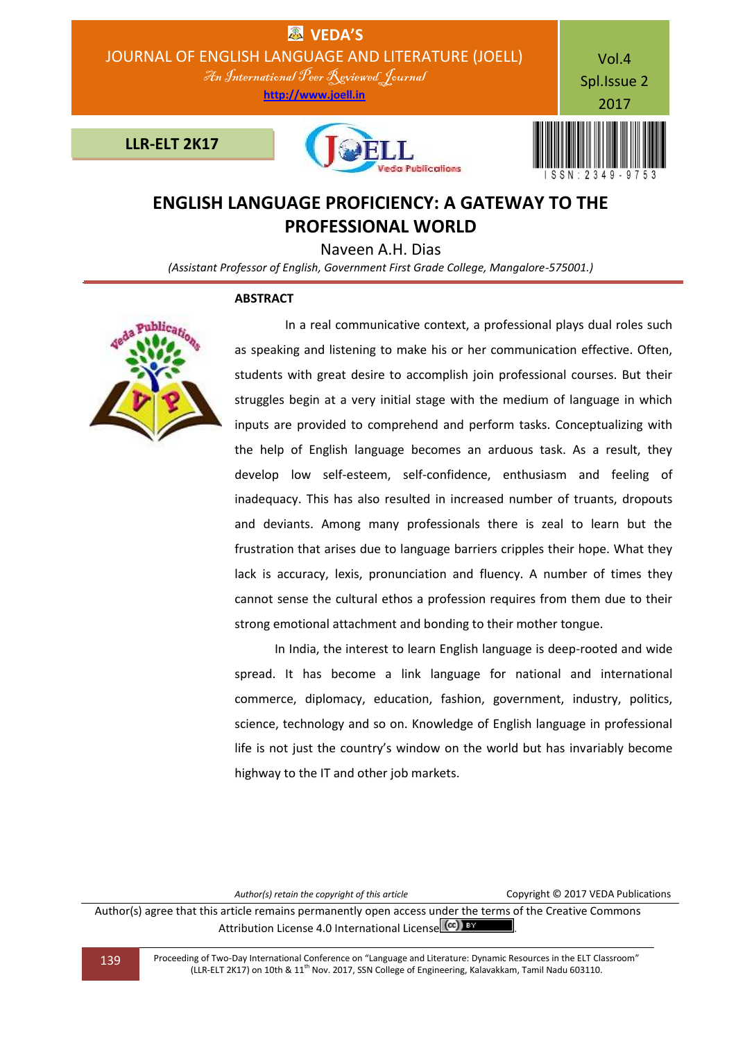# ENGLISH LANGUAGE PROFICIENCY: A GATEWAY TO THE PROFESSIONAL WORLD

Naveen A.H. Dias

*(Assistant Professor of English, Government First Grade College, Mangalore-575001.)*

## ABSTRACT

In a real communicative context, a professional plays dual roles such as speaking and listening to make his or her communication effective. Often, students with great desire to accomplish join professional courses. But their struggles begin at a very initial stage with the medium of language in which inputs are provided to comprehend and perform tasks. Conceptualizing with the help of English language becomes an arduous task. As a result, they develop low self-esteem, self-confidence, enthusiasm and feeling of inadequacy. This has also resulted in increased number of truants, dropouts and deviants. Among many professionals there is zeal to learn but the frustration that arises due to language barriers cripples their hope. What they lack is accuracy, lexis, pronunciation and fluency. A number of times they cannot sense the cultural ethos a profession requires from them due to their strong emotional attachment and bonding to their mother tongue.

In India, the interest to learn English language is deep-rooted and wide spread. It has become a link language for national and international commerce, diplomacy, education, fashion, government, industry, politics, science, technology and so on. Knowledge of English language in professional life is not just the country's window on the world but has invariably become highway to the IT and other job markets.

*Author(s) retain the copyright of this article* Copyright © 2017 VEDA Publications

Author(s) agree that this article remains permanently open access under the terms of the Creative Commons Attribution License 4.0 International License.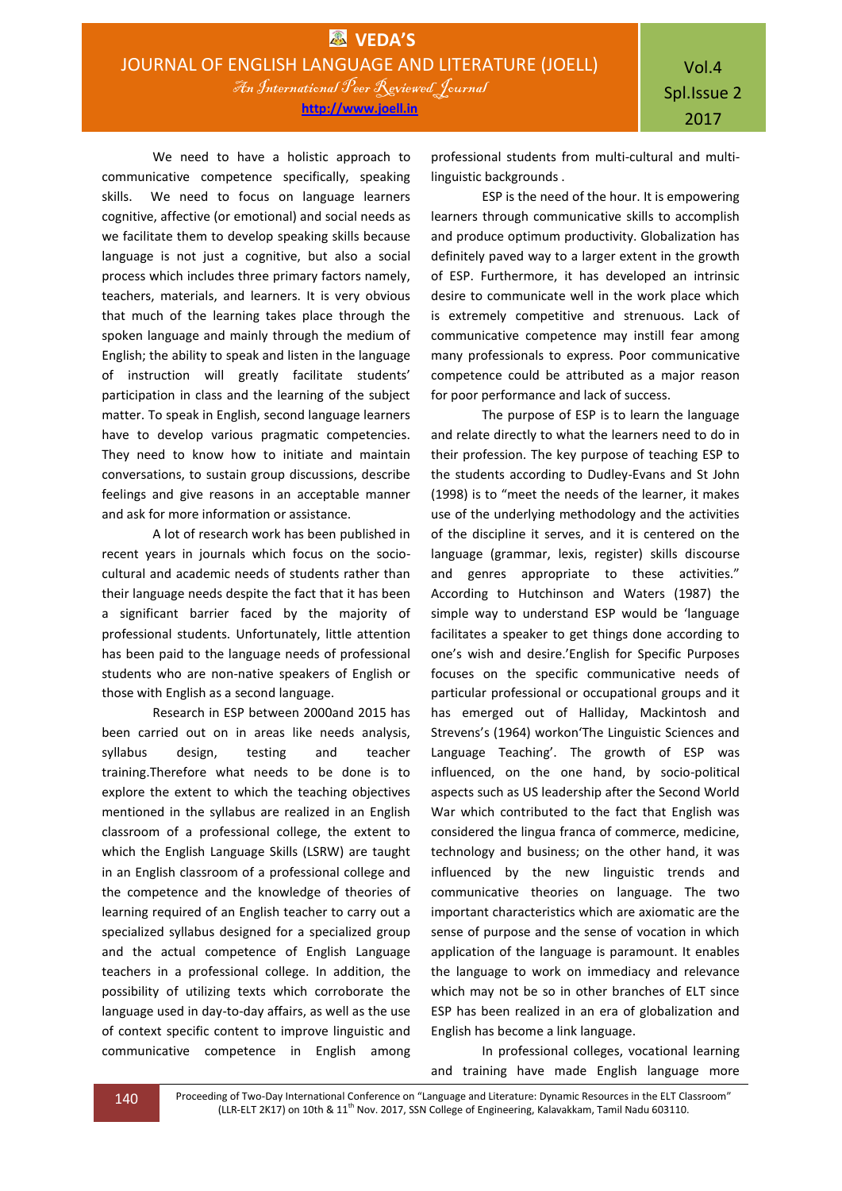We need to have a holistic approach to communicative competence specifically, speaking skills. We need to focus on language learners cognitive, affective (or emotional) and social needs as we facilitate them to develop speaking skills because language is not just a cognitive, but also a social process which includes three primary factors namely, teachers, materials, and learners. It is very obvious that much of the learning takes place through the spoken language and mainly through the medium of English; the ability to speak and listen in the language of instruction will greatly facilitate students' participation in class and the learning of the subject matter. To speak in English, second language learners have to develop various pragmatic competencies. They need to know how to initiate and maintain conversations, to sustain group discussions, describe feelings and give reasons in an acceptable manner and ask for more information or assistance.

A lot of research work has been published in recent years in journals which focus on the socio-cultural and academic needs of students rather than their language needs despite the fact that it has been a significant barrier faced by the majority of professional students. Unfortunately, little attention has been paid to the language needs of professional students who are non-native speakers of English or those with English as a second language.

Research in ESP between 2000and 2015 has been carried out on in areas like needs analysis, syllabus design, testing and teacher training.Therefore what needs to be done is to explore the extent to which the teaching objectives mentioned in the syllabus are realized in an English classroom of a professional college, the extent to which the English Language Skills (LSRW) are taught in an English classroom of a professional college and the competence and the knowledge of theories of learning required of an English teacher to carry out a specialized syllabus designed for a specialized group and the actual competence of English Language teachers in a professional college. In addition, the possibility of utilizing texts which corroborate the language used in day-to-day affairs, as well as the use of context specific content to improve linguistic and communicative competence in English among professional students from multi-cultural and multi-linguistic backgrounds .

ESP is the need of the hour. It is empowering learners through communicative skills to accomplish and produce optimum productivity. Globalization has definitely paved way to a larger extent in the growth of ESP. Furthermore, it has developed an intrinsic desire to communicate well in the work place which is extremely competitive and strenuous. Lack of communicative competence may instill fear among many professionals to express. Poor communicative competence could be attributed as a major reason for poor performance and lack of success.

The purpose of ESP is to learn the language and relate directly to what the learners need to do in their profession. The key purpose of teaching ESP to the students according to Dudley-Evans and St John (1998) is to "meet the needs of the learner, it makes use of the underlying methodology and the activities of the discipline it serves, and it is centered on the language (grammar, lexis, register) skills discourse and genres appropriate to these activities." According to Hutchinson and Waters (1987) the simple way to understand ESP would be 'language facilitates a speaker to get things done according to one's wish and desire.'English for Specific Purposes focuses on the specific communicative needs of particular professional or occupational groups and it has emerged out of Halliday, Mackintosh and Strevens's (1964) workon'The Linguistic Sciences and Language Teaching'. The growth of ESP was influenced, on the one hand, by socio-political aspects such as US leadership after the Second World War which contributed to the fact that English was considered the lingua franca of commerce, medicine, technology and business; on the other hand, it was influenced by the new linguistic trends and communicative theories on language. The two important characteristics which are axiomatic are the sense of purpose and the sense of vocation in which application of the language is paramount. It enables the language to work on immediacy and relevance which may not be so in other branches of ELT since ESP has been realized in an era of globalization and English has become a link language.

In professional colleges, vocational learning and training have made English language more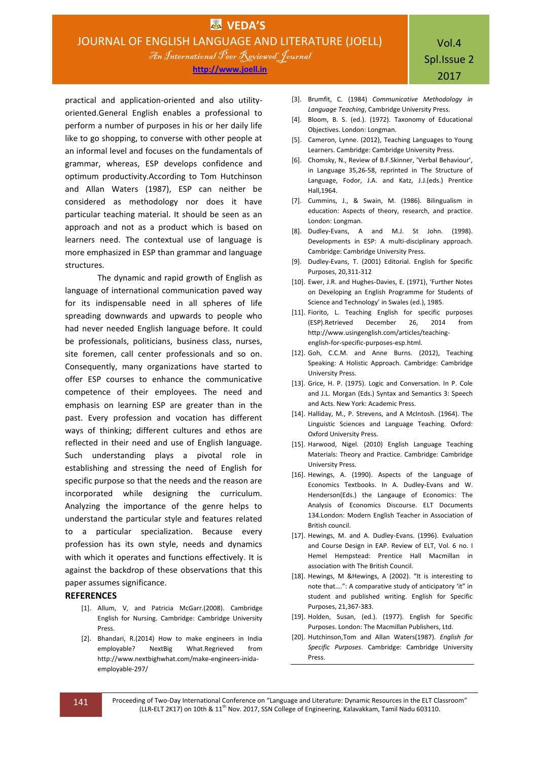practical and application-oriented and also utility-oriented.General English enables a professional to perform a number of purposes in his or her daily life like to go shopping, to converse with other people at an informal level and focuses on the fundamentals of grammar, whereas, ESP develops confidence and optimum productivity.According to Tom Hutchinson and Allan Waters (1987), ESP can neither be considered as methodology nor does it have particular teaching material. It should be seen as an approach and not as a product which is based on learners need. The contextual use of language is more emphasized in ESP than grammar and language structures.

The dynamic and rapid growth of English as language of international communication paved way for its indispensable need in all spheres of life spreading downwards and upwards to people who had never needed English language before. It could be professionals, politicians, business class, nurses, site foremen, call center professionals and so on. Consequently, many organizations have started to offer ESP courses to enhance the communicative competence of their employees. The need and emphasis on learning ESP are greater than in the past. Every profession and vocation has different ways of thinking; different cultures and ethos are reflected in their need and use of English language. Such understanding plays a pivotal role in establishing and stressing the need of English for specific purpose so that the needs and the reason are incorporated while designing the curriculum. Analyzing the importance of the genre helps to understand the particular style and features related to a particular specialization. Because every profession has its own style, needs and dynamics with which it operates and functions effectively. It is against the backdrop of these observations that this paper assumes significance.

## REFERENCES

[1]. Allum, V, and Patricia McGarr.(2008). Cambridge English for Nursing. Cambridge: Cambridge University Press.

[2]. Bhandari, R.(2014) How to make engineers in India employable? NextBig What.Regrieved from http://www.nextbighwhat.com/make-engineers-inida-employable-297/

[3]. Brumfit, C. (1984) *Communicative Methodology in Language Teaching*, Cambridge University Press.

[4]. Bloom, B. S. (ed.). (1972). Taxonomy of Educational Objectives. London: Longman.

[5]. Cameron, Lynne. (2012), Teaching Languages to Young Learners. Cambridge: Cambridge University Press.

[6]. Chomsky, N., Review of B.F.Skinner, 'Verbal Behaviour', in Language 35,26-58, reprinted in The Structure of Language, Fodor, J.A. and Katz, J.J.(eds.) Prentice Hall,1964.

[7]. Cummins, J., & Swain, M. (1986). Bilingualism in education: Aspects of theory, research, and practice. London: Longman.

[8]. Dudley-Evans, A and M.J. St John. (1998). Developments in ESP: A multi-disciplinary approach. Cambridge: Cambridge University Press.

[9]. Dudley-Evans, T. (2001) Editorial. English for Specific Purposes, 20,311-312

[10]. Ewer, J.R. and Hughes-Davies, E. (1971), 'Further Notes on Developing an English Programme for Students of Science and Technology' in Swales (ed.), 1985.

[11]. Fiorito, L. Teaching English for specific purposes (ESP).Retrieved December 26, 2014 from http://www.usingenglish.com/articles/teaching-english-for-specific-purposes-esp.html.

[12]. Goh, C.C.M. and Anne Burns. (2012), Teaching Speaking: A Holistic Approach. Cambridge: Cambridge University Press.

[13]. Grice, H. P. (1975). Logic and Conversation. In P. Cole and J.L. Morgan (Eds.) Syntax and Semantics 3: Speech and Acts. New York: Academic Press.

[14]. Halliday, M., P. Strevens, and A McIntosh. (1964). The Linguistic Sciences and Language Teaching. Oxford: Oxford University Press.

[15]. Harwood, Nigel. (2010) English Language Teaching Materials: Theory and Practice. Cambridge: Cambridge University Press.

[16]. Hewings, A. (1990). Aspects of the Language of Economics Textbooks. In A. Dudley-Evans and W. Henderson(Eds.) the Langauge of Economics: The Analysis of Economics Discourse. ELT Documents 134.London: Modern English Teacher in Association of British council.

[17]. Hewings, M. and A. Dudley-Evans. (1996). Evaluation and Course Design in EAP. Review of ELT, Vol. 6 no. I Hemel Hempstead: Prentice Hall Macmillan in association with The British Council.

[18]. Hewings, M &Hewings, A (2002). "It is interesting to note that….": A comparative study of anticipatory 'it" in student and published writing. English for Specific Purposes, 21,367-383.

[19]. Holden, Susan, (ed.). (1977). English for Specific Purposes. London: The Macmillan Publishers, Ltd.

[20]. Hutchinson,Tom and Allan Waters(1987). *English for Specific Purposes*. Cambridge: Cambridge University Press.